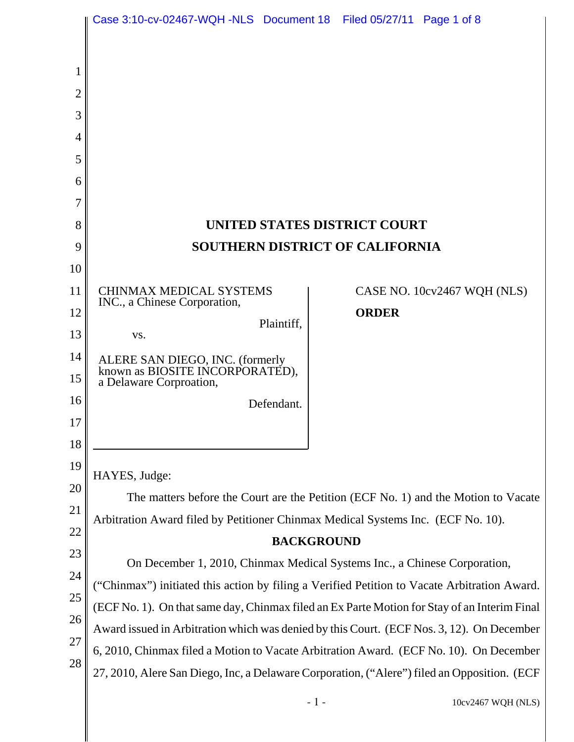**UNITED STATES DISTRICT COURT**

**SOUTHERN DISTRICT OF CALIFORNIA**

| | |
|---|---|
| CHINMAX MEDICAL SYSTEMS INC., a Chinese Corporation,<br><br>Plaintiff,<br><br>vs.<br><br>ALERE SAN DIEGO, INC. (formerly known as BIOSITE INCORPORATED), a Delaware Corproation,<br><br>Defendant. | CASE NO. 10cv2467 WQH (NLS)<br><br>**ORDER** |

HAYES, Judge:

The matters before the Court are the Petition (ECF No. 1) and the Motion to Vacate Arbitration Award filed by Petitioner Chinmax Medical Systems Inc. (ECF No. 10).

**BACKGROUND**

On December 1, 2010, Chinmax Medical Systems Inc., a Chinese Corporation, ("Chinmax") initiated this action by filing a Verified Petition to Vacate Arbitration Award. (ECF No. 1). On that same day, Chinmax filed an Ex Parte Motion for Stay of an Interim Final Award issued in Arbitration which was denied by this Court. (ECF Nos. 3, 12). On December 6, 2010, Chinmax filed a Motion to Vacate Arbitration Award. (ECF No. 10). On December 27, 2010, Alere San Diego, Inc, a Delaware Corporation, ("Alere") filed an Opposition. (ECF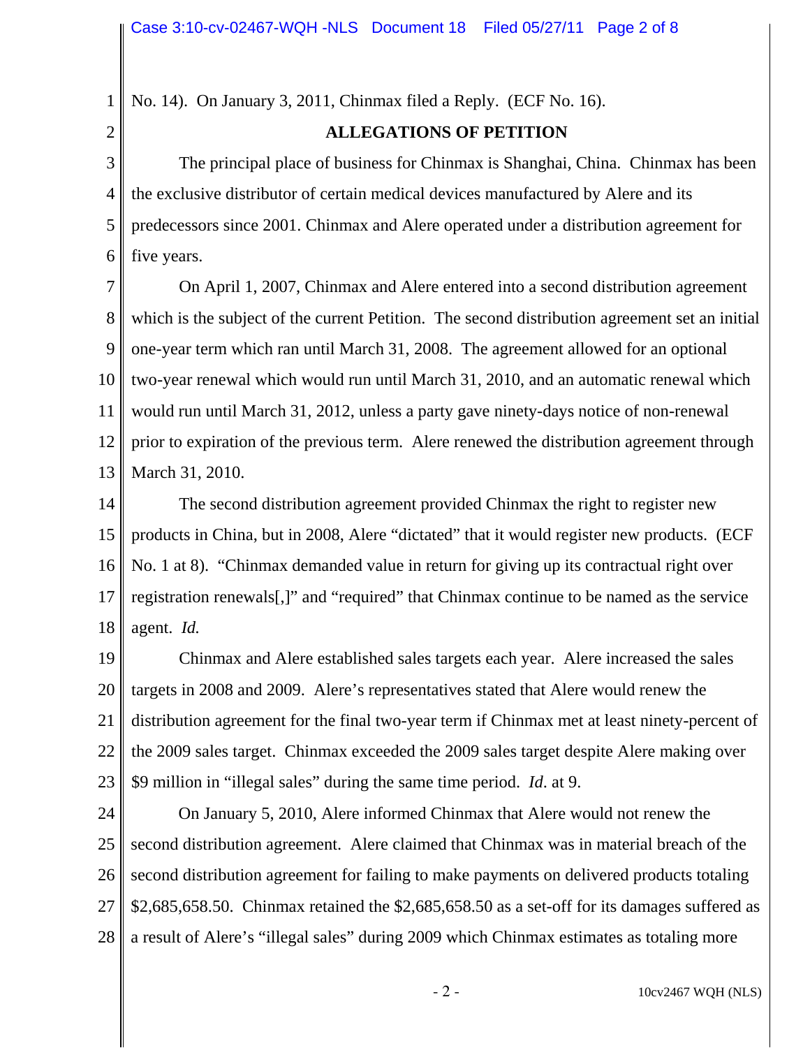No. 14). On January 3, 2011, Chinmax filed a Reply. (ECF No. 16).

## ALLEGATIONS OF PETITION

The principal place of business for Chinmax is Shanghai, China. Chinmax has been the exclusive distributor of certain medical devices manufactured by Alere and its predecessors since 2001. Chinmax and Alere operated under a distribution agreement for five years.

On April 1, 2007, Chinmax and Alere entered into a second distribution agreement which is the subject of the current Petition. The second distribution agreement set an initial one-year term which ran until March 31, 2008. The agreement allowed for an optional two-year renewal which would run until March 31, 2010, and an automatic renewal which would run until March 31, 2012, unless a party gave ninety-days notice of non-renewal prior to expiration of the previous term. Alere renewed the distribution agreement through March 31, 2010.

The second distribution agreement provided Chinmax the right to register new products in China, but in 2008, Alere "dictated" that it would register new products. (ECF No. 1 at 8). "Chinmax demanded value in return for giving up its contractual right over registration renewals[,]" and "required" that Chinmax continue to be named as the service agent. *Id.*

Chinmax and Alere established sales targets each year. Alere increased the sales targets in 2008 and 2009. Alere's representatives stated that Alere would renew the distribution agreement for the final two-year term if Chinmax met at least ninety-percent of the 2009 sales target. Chinmax exceeded the 2009 sales target despite Alere making over $9 million in "illegal sales" during the same time period. *Id*. at 9.

On January 5, 2010, Alere informed Chinmax that Alere would not renew the second distribution agreement. Alere claimed that Chinmax was in material breach of the second distribution agreement for failing to make payments on delivered products totaling $2,685,658.50. Chinmax retained the $2,685,658.50 as a set-off for its damages suffered as a result of Alere's "illegal sales" during 2009 which Chinmax estimates as totaling more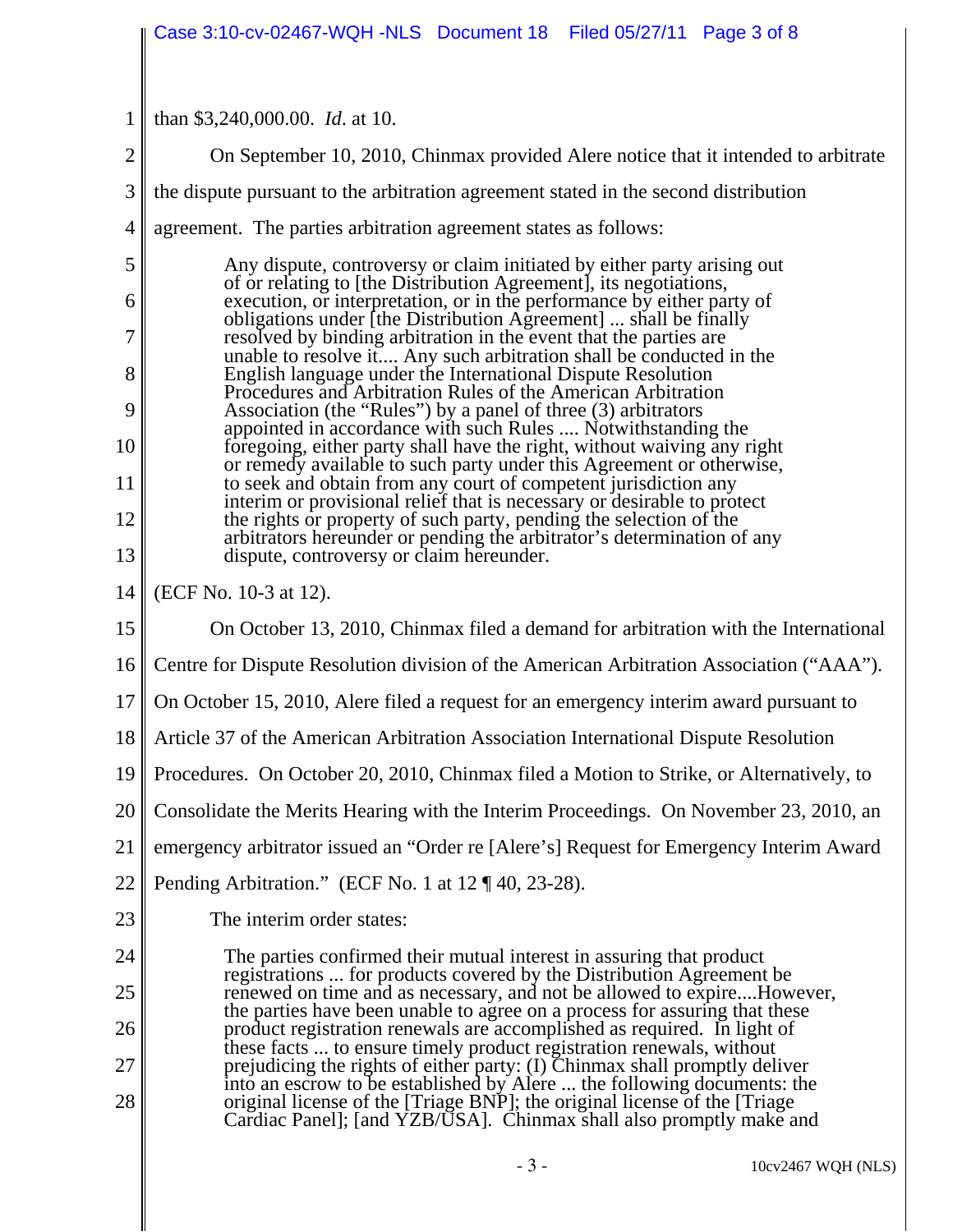than $3,240,000.00. *Id*. at 10.

On September 10, 2010, Chinmax provided Alere notice that it intended to arbitrate the dispute pursuant to the arbitration agreement stated in the second distribution agreement. The parties arbitration agreement states as follows:

> Any dispute, controversy or claim initiated by either party arising out of or relating to [the Distribution Agreement], its negotiations, execution, or interpretation, or in the performance by either party of obligations under [the Distribution Agreement] ... shall be finally resolved by binding arbitration in the event that the parties are unable to resolve it.... Any such arbitration shall be conducted in the English language under the International Dispute Resolution Procedures and Arbitration Rules of the American Arbitration Association (the "Rules") by a panel of three (3) arbitrators appointed in accordance with such Rules .... Notwithstanding the foregoing, either party shall have the right, without waiving any right or remedy available to such party under this Agreement or otherwise, to seek and obtain from any court of competent jurisdiction any interim or provisional relief that is necessary or desirable to protect the rights or property of such party, pending the selection of the arbitrators hereunder or pending the arbitrator's determination of any dispute, controversy or claim hereunder.

(ECF No. 10-3 at 12).

On October 13, 2010, Chinmax filed a demand for arbitration with the International Centre for Dispute Resolution division of the American Arbitration Association ("AAA"). On October 15, 2010, Alere filed a request for an emergency interim award pursuant to Article 37 of the American Arbitration Association International Dispute Resolution Procedures. On October 20, 2010, Chinmax filed a Motion to Strike, or Alternatively, to Consolidate the Merits Hearing with the Interim Proceedings. On November 23, 2010, an emergency arbitrator issued an "Order re [Alere's] Request for Emergency Interim Award Pending Arbitration." (ECF No. 1 at 12 ¶ 40, 23-28).

The interim order states:

> The parties confirmed their mutual interest in assuring that product registrations ... for products covered by the Distribution Agreement be renewed on time and as necessary, and not be allowed to expire....However, the parties have been unable to agree on a process for assuring that these product registration renewals are accomplished as required. In light of these facts ... to ensure timely product registration renewals, without prejudicing the rights of either party: (I) Chinmax shall promptly deliver into an escrow to be established by Alere ... the following documents: the original license of the [Triage BNP]; the original license of the [Triage Cardiac Panel]; [and YZB/USA]. Chinmax shall also promptly make and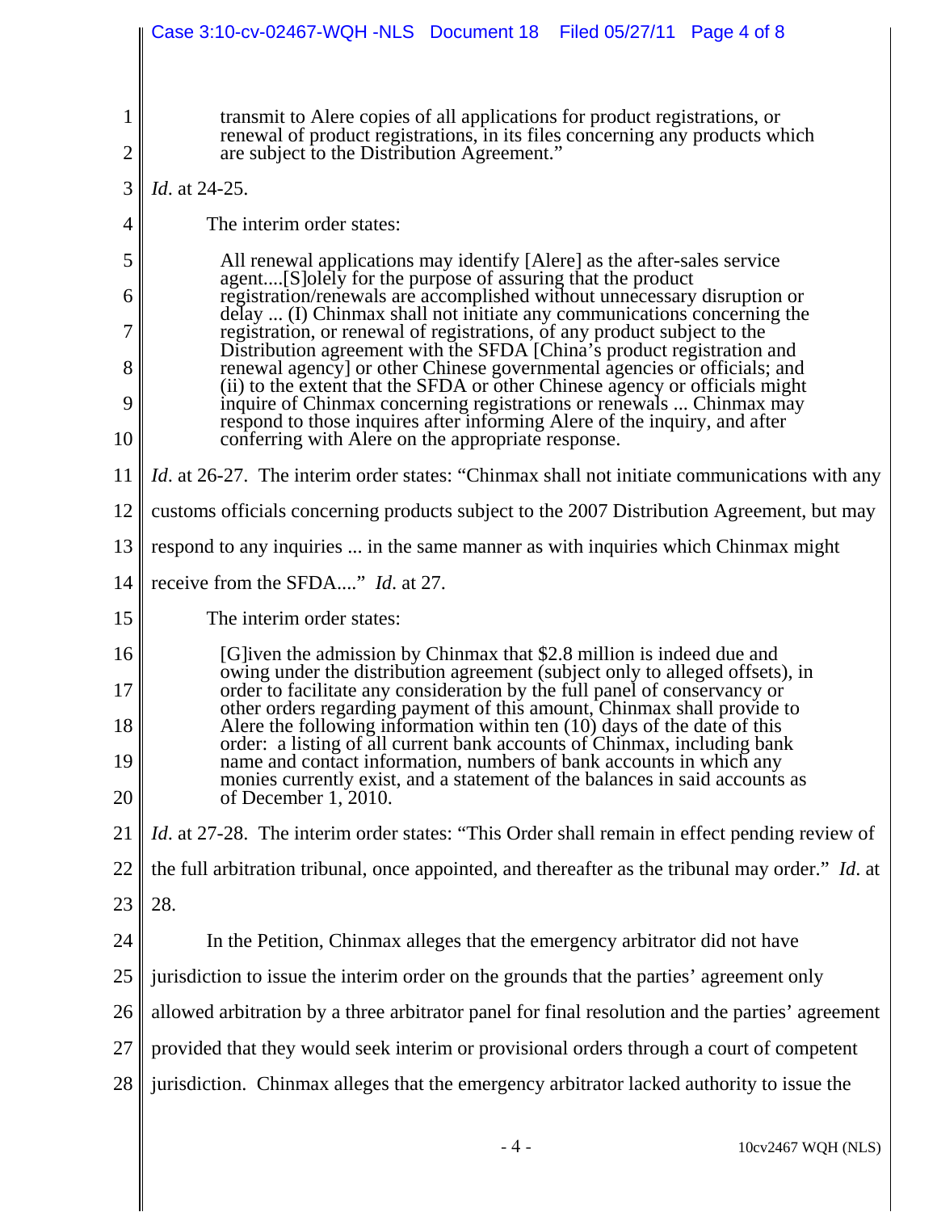> transmit to Alere copies of all applications for product registrations, or renewal of product registrations, in its files concerning any products which are subject to the Distribution Agreement."

*Id*. at 24-25.

The interim order states:

> All renewal applications may identify [Alere] as the after-sales service agent....[S]olely for the purpose of assuring that the product registration/renewals are accomplished without unnecessary disruption or delay ... (I) Chinmax shall not initiate any communications concerning the registration, or renewal of registrations, of any product subject to the Distribution agreement with the SFDA [China's product registration and renewal agency] or other Chinese governmental agencies or officials; and (ii) to the extent that the SFDA or other Chinese agency or officials might inquire of Chinmax concerning registrations or renewals ... Chinmax may respond to those inquires after informing Alere of the inquiry, and after conferring with Alere on the appropriate response.

*Id*. at 26-27. The interim order states: "Chinmax shall not initiate communications with any customs officials concerning products subject to the 2007 Distribution Agreement, but may respond to any inquiries ... in the same manner as with inquiries which Chinmax might receive from the SFDA...." *Id*. at 27.

The interim order states:

> [G]iven the admission by Chinmax that $2.8 million is indeed due and owing under the distribution agreement (subject only to alleged offsets), in order to facilitate any consideration by the full panel of conservancy or other orders regarding payment of this amount, Chinmax shall provide to Alere the following information within ten (10) days of the date of this order: a listing of all current bank accounts of Chinmax, including bank name and contact information, numbers of bank accounts in which any monies currently exist, and a statement of the balances in said accounts as of December 1, 2010.

*Id*. at 27-28. The interim order states: "This Order shall remain in effect pending review of the full arbitration tribunal, once appointed, and thereafter as the tribunal may order." *Id*. at 28.

In the Petition, Chinmax alleges that the emergency arbitrator did not have jurisdiction to issue the interim order on the grounds that the parties' agreement only allowed arbitration by a three arbitrator panel for final resolution and the parties' agreement provided that they would seek interim or provisional orders through a court of competent jurisdiction. Chinmax alleges that the emergency arbitrator lacked authority to issue the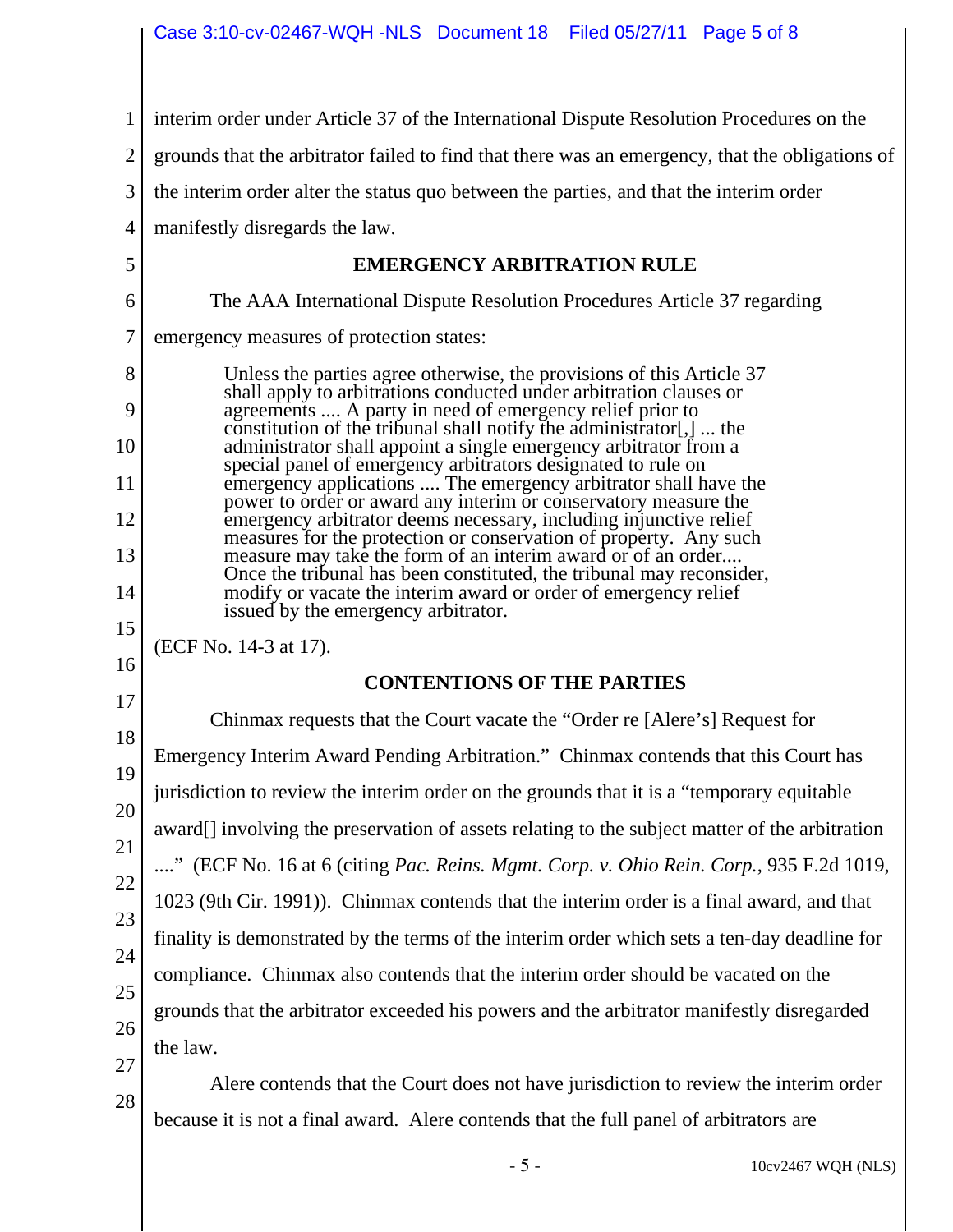interim order under Article 37 of the International Dispute Resolution Procedures on the grounds that the arbitrator failed to find that there was an emergency, that the obligations of the interim order alter the status quo between the parties, and that the interim order manifestly disregards the law.

## EMERGENCY ARBITRATION RULE

The AAA International Dispute Resolution Procedures Article 37 regarding emergency measures of protection states:

> Unless the parties agree otherwise, the provisions of this Article 37 shall apply to arbitrations conducted under arbitration clauses or agreements .... A party in need of emergency relief prior to constitution of the tribunal shall notify the administrator[,] ... the administrator shall appoint a single emergency arbitrator from a special panel of emergency arbitrators designated to rule on emergency applications .... The emergency arbitrator shall have the power to order or award any interim or conservatory measure the emergency arbitrator deems necessary, including injunctive relief measures for the protection or conservation of property. Any such measure may take the form of an interim award or of an order.... Once the tribunal has been constituted, the tribunal may reconsider, modify or vacate the interim award or order of emergency relief issued by the emergency arbitrator.

(ECF No. 14-3 at 17).

## CONTENTIONS OF THE PARTIES

Chinmax requests that the Court vacate the "Order re [Alere's] Request for Emergency Interim Award Pending Arbitration." Chinmax contends that this Court has jurisdiction to review the interim order on the grounds that it is a "temporary equitable award[] involving the preservation of assets relating to the subject matter of the arbitration ...." (ECF No. 16 at 6 (citing *Pac. Reins. Mgmt. Corp. v. Ohio Rein. Corp.*, 935 F.2d 1019, 1023 (9th Cir. 1991)). Chinmax contends that the interim order is a final award, and that finality is demonstrated by the terms of the interim order which sets a ten-day deadline for compliance. Chinmax also contends that the interim order should be vacated on the grounds that the arbitrator exceeded his powers and the arbitrator manifestly disregarded the law.

Alere contends that the Court does not have jurisdiction to review the interim order because it is not a final award. Alere contends that the full panel of arbitrators are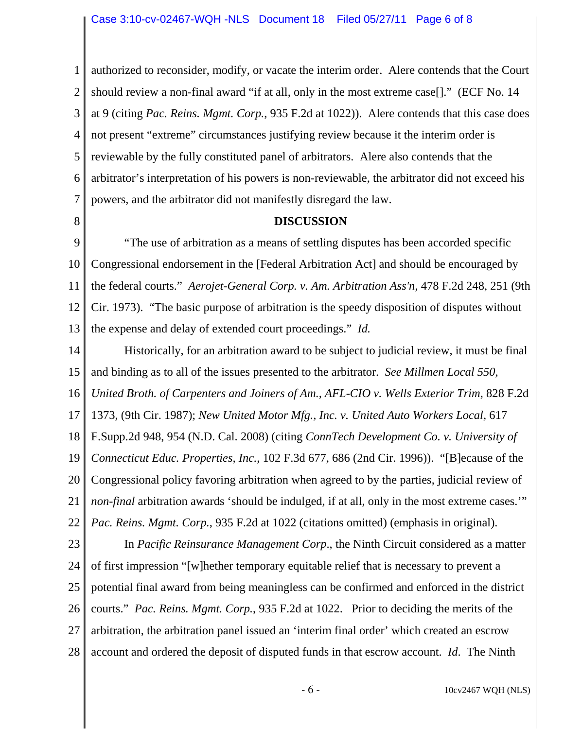authorized to reconsider, modify, or vacate the interim order. Alere contends that the Court should review a non-final award "if at all, only in the most extreme case[]." (ECF No. 14 at 9 (citing *Pac. Reins. Mgmt. Corp.*, 935 F.2d at 1022)). Alere contends that this case does not present "extreme" circumstances justifying review because it the interim order is reviewable by the fully constituted panel of arbitrators. Alere also contends that the arbitrator's interpretation of his powers is non-reviewable, the arbitrator did not exceed his powers, and the arbitrator did not manifestly disregard the law.

**DISCUSSION**

"The use of arbitration as a means of settling disputes has been accorded specific Congressional endorsement in the [Federal Arbitration Act] and should be encouraged by the federal courts." *Aerojet-General Corp. v. Am. Arbitration Ass'n*, 478 F.2d 248, 251 (9th Cir. 1973). "The basic purpose of arbitration is the speedy disposition of disputes without the expense and delay of extended court proceedings." *Id.*

Historically, for an arbitration award to be subject to judicial review, it must be final and binding as to all of the issues presented to the arbitrator. *See Millmen Local 550, United Broth. of Carpenters and Joiners of Am., AFL-CIO v. Wells Exterior Trim*, 828 F.2d 1373, (9th Cir. 1987); *New United Motor Mfg., Inc. v. United Auto Workers Local*, 617 F.Supp.2d 948, 954 (N.D. Cal. 2008) (citing *ConnTech Development Co. v. University of Connecticut Educ. Properties, Inc.*, 102 F.3d 677, 686 (2nd Cir. 1996)). "[B]ecause of the Congressional policy favoring arbitration when agreed to by the parties, judicial review of *non-final* arbitration awards 'should be indulged, if at all, only in the most extreme cases.'" *Pac. Reins. Mgmt. Corp.*, 935 F.2d at 1022 (citations omitted) (emphasis in original).

In *Pacific Reinsurance Management Corp*., the Ninth Circuit considered as a matter of first impression "[w]hether temporary equitable relief that is necessary to prevent a potential final award from being meaningless can be confirmed and enforced in the district courts." *Pac. Reins. Mgmt. Corp.*, 935 F.2d at 1022. Prior to deciding the merits of the arbitration, the arbitration panel issued an 'interim final order' which created an escrow account and ordered the deposit of disputed funds in that escrow account. *Id*. The Ninth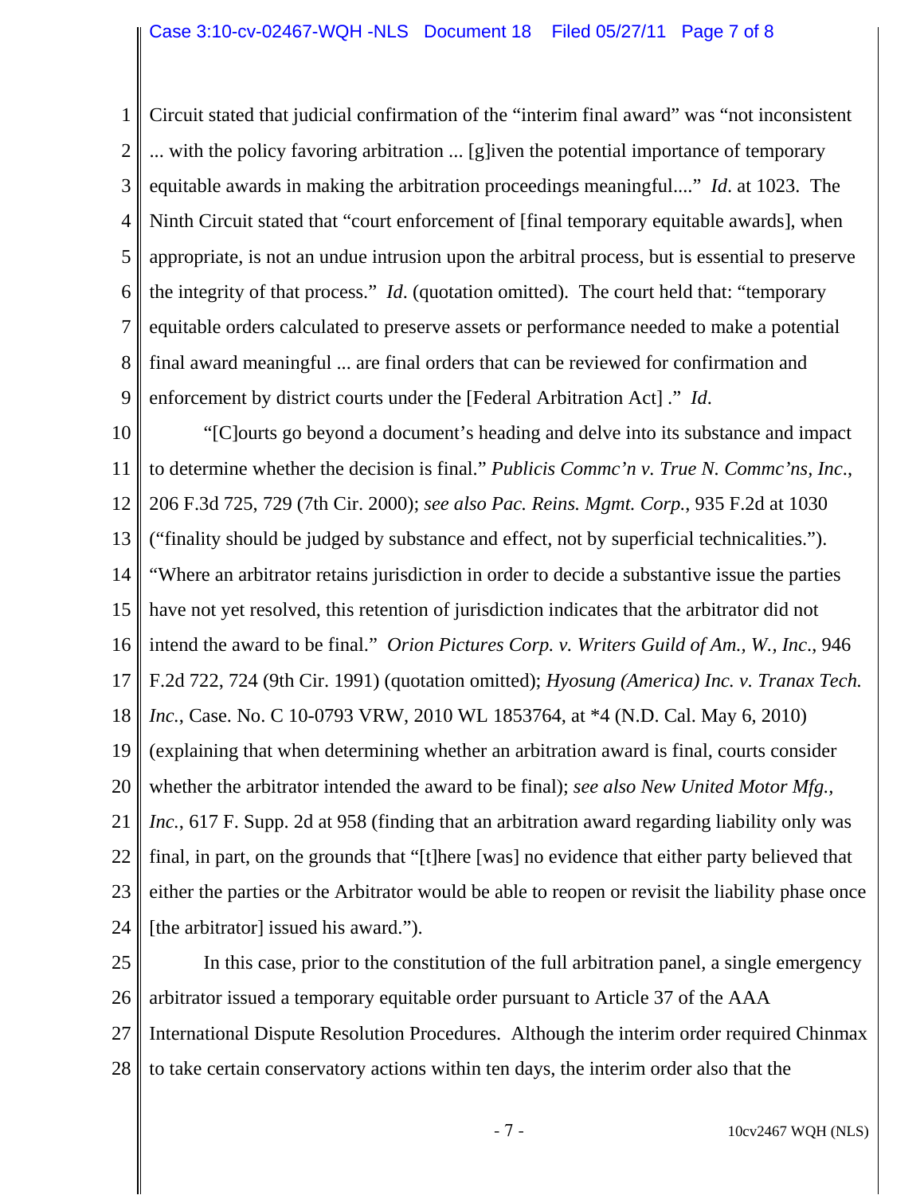Circuit stated that judicial confirmation of the "interim final award" was "not inconsistent ... with the policy favoring arbitration ... [g]iven the potential importance of temporary equitable awards in making the arbitration proceedings meaningful...." *Id.* at 1023. The Ninth Circuit stated that "court enforcement of [final temporary equitable awards], when appropriate, is not an undue intrusion upon the arbitral process, but is essential to preserve the integrity of that process." *Id.* (quotation omitted). The court held that: "temporary equitable orders calculated to preserve assets or performance needed to make a potential final award meaningful ... are final orders that can be reviewed for confirmation and enforcement by district courts under the [Federal Arbitration Act] ." *Id.*

"[C]ourts go beyond a document's heading and delve into its substance and impact to determine whether the decision is final." *Publicis Commc'n v. True N. Commc'ns, Inc.*, 206 F.3d 725, 729 (7th Cir. 2000); *see also Pac. Reins. Mgmt. Corp.*, 935 F.2d at 1030 ("finality should be judged by substance and effect, not by superficial technicalities."). "Where an arbitrator retains jurisdiction in order to decide a substantive issue the parties have not yet resolved, this retention of jurisdiction indicates that the arbitrator did not intend the award to be final." *Orion Pictures Corp. v. Writers Guild of Am., W., Inc.*, 946 F.2d 722, 724 (9th Cir. 1991) (quotation omitted); *Hyosung (America) Inc. v. Tranax Tech. Inc.*, Case. No. C 10-0793 VRW, 2010 WL 1853764, at *4 (N.D. Cal. May 6, 2010) (explaining that when determining whether an arbitration award is final, courts consider whether the arbitrator intended the award to be final); *see also New United Motor Mfg., Inc.*, 617 F. Supp. 2d at 958 (finding that an arbitration award regarding liability only was final, in part, on the grounds that "[t]here [was] no evidence that either party believed that either the parties or the Arbitrator would be able to reopen or revisit the liability phase once [the arbitrator] issued his award.").

In this case, prior to the constitution of the full arbitration panel, a single emergency arbitrator issued a temporary equitable order pursuant to Article 37 of the AAA International Dispute Resolution Procedures. Although the interim order required Chinmax to take certain conservatory actions within ten days, the interim order also that the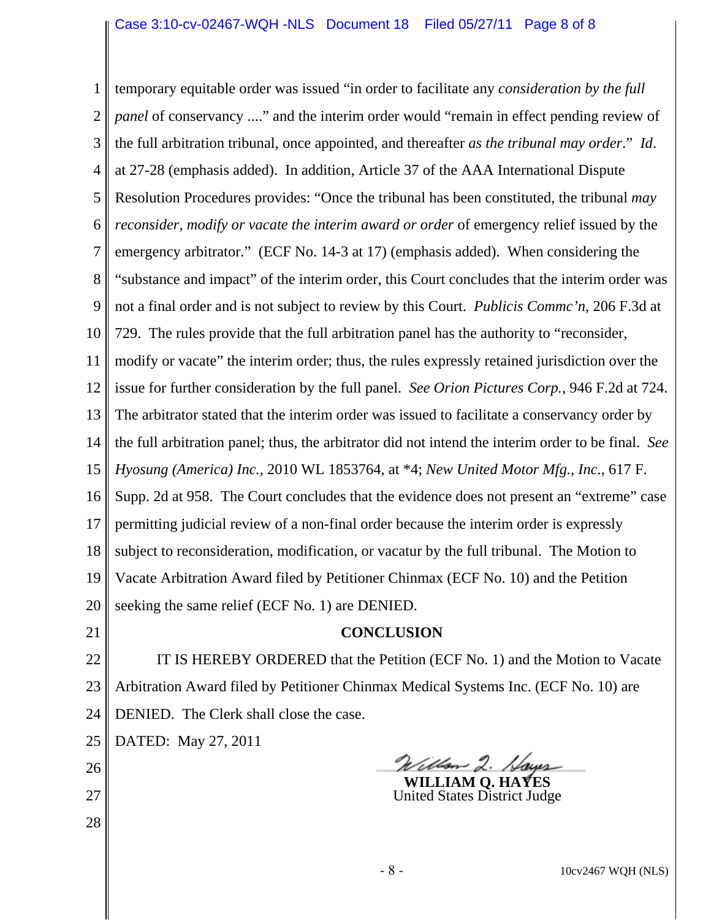temporary equitable order was issued "in order to facilitate any *consideration by the full panel* of conservancy ...." and the interim order would "remain in effect pending review of the full arbitration tribunal, once appointed, and thereafter *as the tribunal may order*." *Id*. at 27-28 (emphasis added). In addition, Article 37 of the AAA International Dispute Resolution Procedures provides: "Once the tribunal has been constituted, the tribunal *may reconsider, modify or vacate the interim award or order* of emergency relief issued by the emergency arbitrator." (ECF No. 14-3 at 17) (emphasis added). When considering the "substance and impact" of the interim order, this Court concludes that the interim order was not a final order and is not subject to review by this Court. *Publicis Commc'n*, 206 F.3d at 729. The rules provide that the full arbitration panel has the authority to "reconsider, modify or vacate" the interim order; thus, the rules expressly retained jurisdiction over the issue for further consideration by the full panel. *See Orion Pictures Corp.*, 946 F.2d at 724. The arbitrator stated that the interim order was issued to facilitate a conservancy order by the full arbitration panel; thus, the arbitrator did not intend the interim order to be final. *See Hyosung (America) Inc.*, 2010 WL 1853764, at *4; *New United Motor Mfg., Inc.*, 617 F. Supp. 2d at 958. The Court concludes that the evidence does not present an "extreme" case permitting judicial review of a non-final order because the interim order is expressly subject to reconsideration, modification, or vacatur by the full tribunal. The Motion to Vacate Arbitration Award filed by Petitioner Chinmax (ECF No. 10) and the Petition seeking the same relief (ECF No. 1) are DENIED.

**CONCLUSION**

IT IS HEREBY ORDERED that the Petition (ECF No. 1) and the Motion to Vacate Arbitration Award filed by Petitioner Chinmax Medical Systems Inc. (ECF No. 10) are DENIED. The Clerk shall close the case.

DATED: May 27, 2011

**WILLIAM Q. HAYES**
United States District Judge